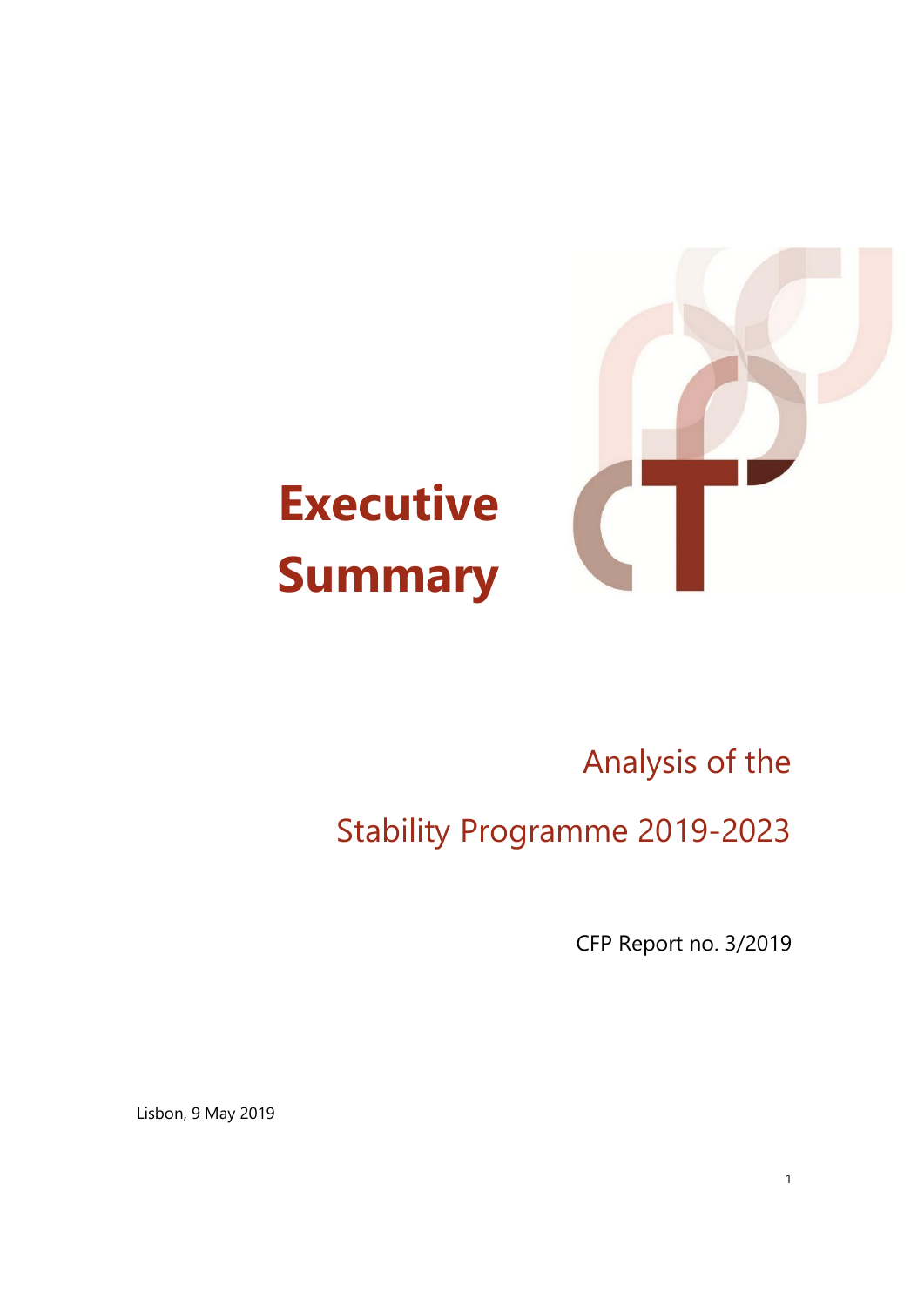# Executive Summary

## Analysis of the Stability Programme 2019-2023

CFP Report no. 3/2019

Lisbon, 9 May 2019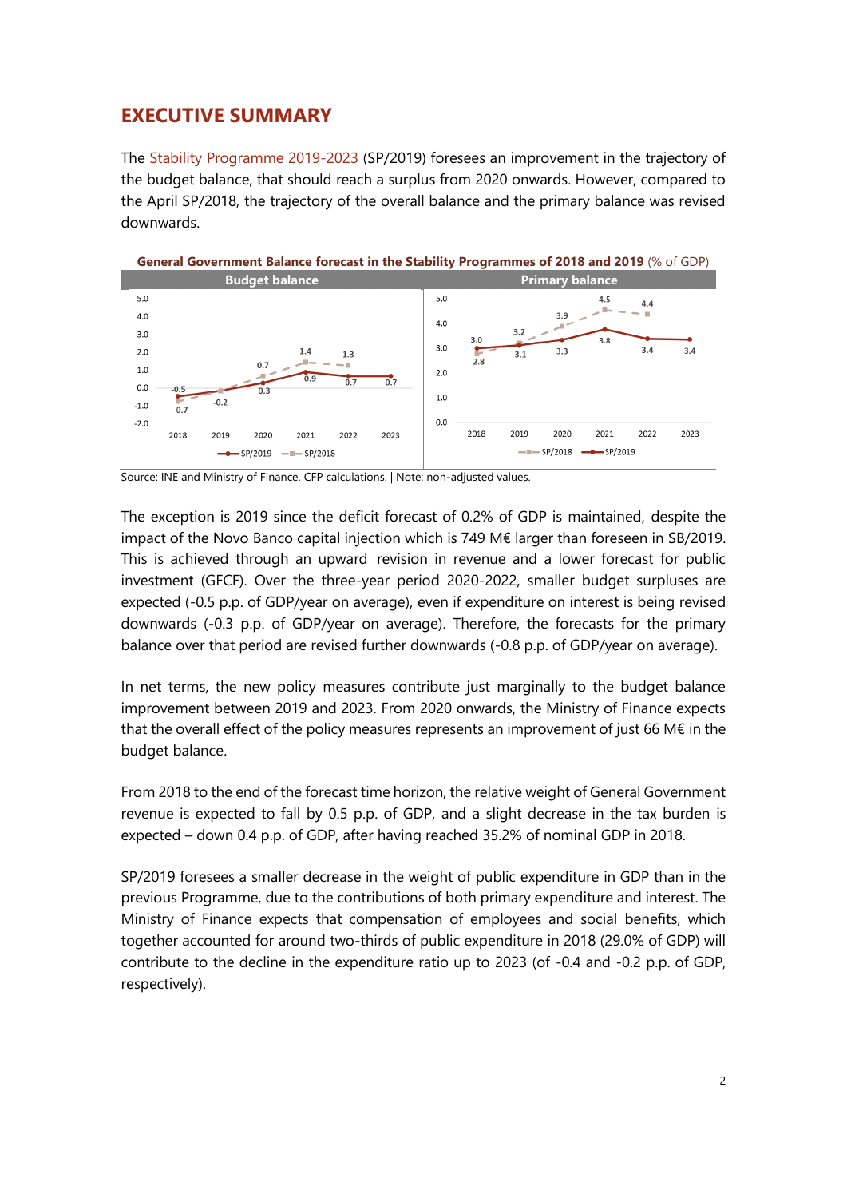## EXECUTIVE SUMMARY

The Stability Programme 2019-2023 (SP/2019) foresees an improvement in the trajectory of the budget balance, that should reach a surplus from 2020 onwards. However, compared to the April SP/2018, the trajectory of the overall balance and the primary balance was revised downwards.

**General Government Balance forecast in the Stability Programmes of 2018 and 2019** (% of GDP)

| | Budget balance | | Primary balance | |
|---|---|---|---|---|
| Year | SP/2019 | SP/2018 | SP/2019 | SP/2018 |
| 2018 | -0.5 | -0.7 | 3.0 | 2.8 |
| 2019 | -0.2 | -0.2 | 3.1 | 3.2 |
| 2020 | 0.3 | 0.7 | 3.3 | 3.9 |
| 2021 | 0.9 | 1.4 | 3.8 | 4.5 |
| 2022 | 0.7 | 1.3 | 3.4 | 4.4 |
| 2023 | 0.7 | | 3.4 | |

Source: INE and Ministry of Finance. CFP calculations. | Note: non-adjusted values.

The exception is 2019 since the deficit forecast of 0.2% of GDP is maintained, despite the impact of the Novo Banco capital injection which is 749 M€ larger than foreseen in SB/2019. This is achieved through an upward revision in revenue and a lower forecast for public investment (GFCF). Over the three-year period 2020-2022, smaller budget surpluses are expected (-0.5 p.p. of GDP/year on average), even if expenditure on interest is being revised downwards (-0.3 p.p. of GDP/year on average). Therefore, the forecasts for the primary balance over that period are revised further downwards (-0.8 p.p. of GDP/year on average).

In net terms, the new policy measures contribute just marginally to the budget balance improvement between 2019 and 2023. From 2020 onwards, the Ministry of Finance expects that the overall effect of the policy measures represents an improvement of just 66 M€ in the budget balance.

From 2018 to the end of the forecast time horizon, the relative weight of General Government revenue is expected to fall by 0.5 p.p. of GDP, and a slight decrease in the tax burden is expected – down 0.4 p.p. of GDP, after having reached 35.2% of nominal GDP in 2018.

SP/2019 foresees a smaller decrease in the weight of public expenditure in GDP than in the previous Programme, due to the contributions of both primary expenditure and interest. The Ministry of Finance expects that compensation of employees and social benefits, which together accounted for around two-thirds of public expenditure in 2018 (29.0% of GDP) will contribute to the decline in the expenditure ratio up to 2023 (of -0.4 and -0.2 p.p. of GDP, respectively).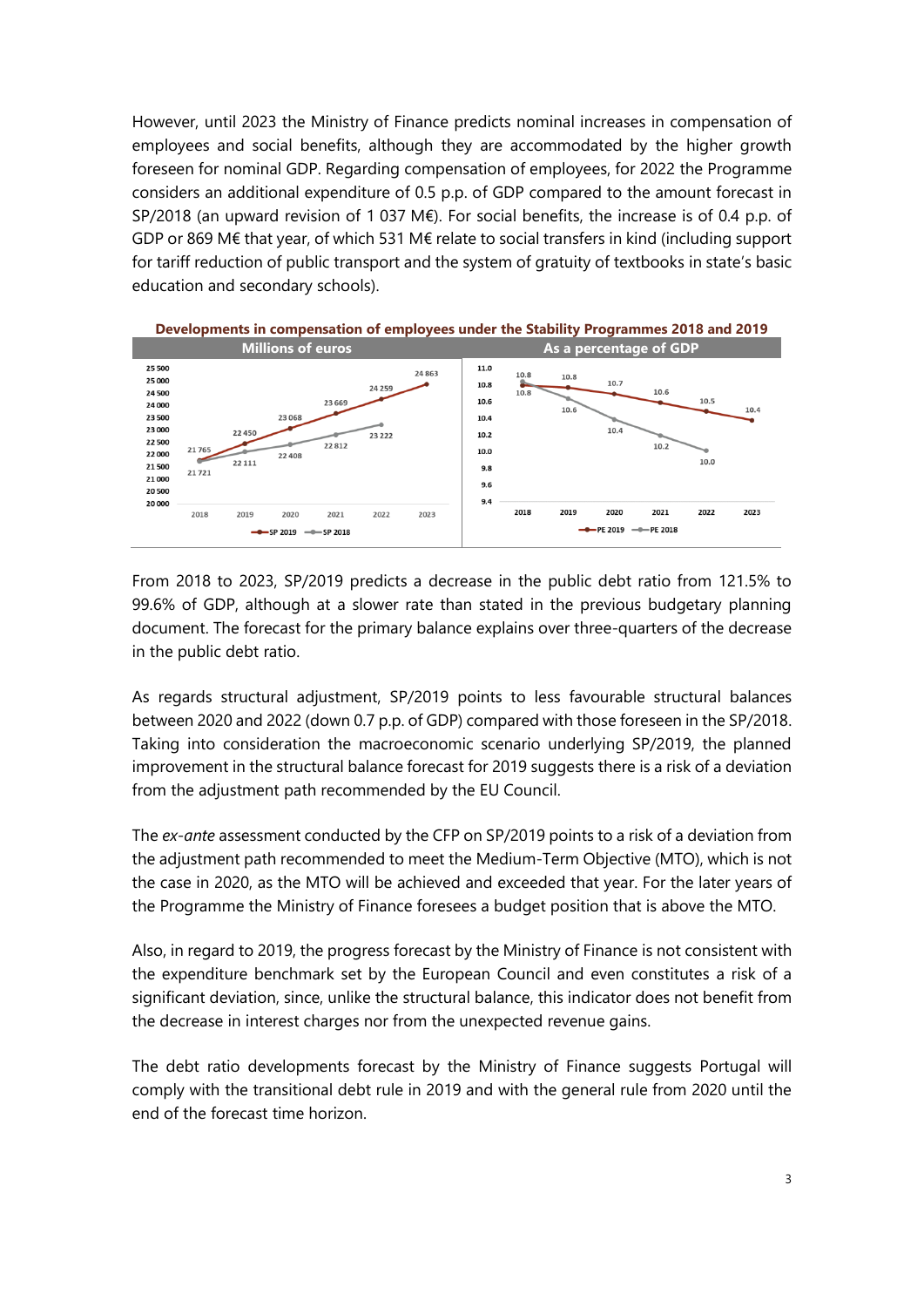However, until 2023 the Ministry of Finance predicts nominal increases in compensation of employees and social benefits, although they are accommodated by the higher growth foreseen for nominal GDP. Regarding compensation of employees, for 2022 the Programme considers an additional expenditure of 0.5 p.p. of GDP compared to the amount forecast in SP/2018 (an upward revision of 1 037 M€). For social benefits, the increase is of 0.4 p.p. of GDP or 869 M€ that year, of which 531 M€ relate to social transfers in kind (including support for tariff reduction of public transport and the system of gratuity of textbooks in state's basic education and secondary schools).

**Developments in compensation of employees under the Stability Programmes 2018 and 2019**

| | Millions of euros | | As a percentage of GDP | |
|---|---|---|---|---|
| Year | SP 2019 | SP 2018 | PE 2019 | PE 2018 |
| 2018 | 21 765 | 21 721 | 10.8 | 10.8 |
| 2019 | 22 450 | 22 111 | 10.8 | 10.6 |
| 2020 | 23 068 | 22 408 | 10.7 | 10.4 |
| 2021 | 23 669 | 22 812 | 10.6 | 10.2 |
| 2022 | 24 259 | 23 222 | 10.5 | 10.0 |
| 2023 | 24 863 | | 10.4 | |

From 2018 to 2023, SP/2019 predicts a decrease in the public debt ratio from 121.5% to 99.6% of GDP, although at a slower rate than stated in the previous budgetary planning document. The forecast for the primary balance explains over three-quarters of the decrease in the public debt ratio.

As regards structural adjustment, SP/2019 points to less favourable structural balances between 2020 and 2022 (down 0.7 p.p. of GDP) compared with those foreseen in the SP/2018. Taking into consideration the macroeconomic scenario underlying SP/2019, the planned improvement in the structural balance forecast for 2019 suggests there is a risk of a deviation from the adjustment path recommended by the EU Council.

The *ex-ante* assessment conducted by the CFP on SP/2019 points to a risk of a deviation from the adjustment path recommended to meet the Medium-Term Objective (MTO), which is not the case in 2020, as the MTO will be achieved and exceeded that year. For the later years of the Programme the Ministry of Finance foresees a budget position that is above the MTO.

Also, in regard to 2019, the progress forecast by the Ministry of Finance is not consistent with the expenditure benchmark set by the European Council and even constitutes a risk of a significant deviation, since, unlike the structural balance, this indicator does not benefit from the decrease in interest charges nor from the unexpected revenue gains.

The debt ratio developments forecast by the Ministry of Finance suggests Portugal will comply with the transitional debt rule in 2019 and with the general rule from 2020 until the end of the forecast time horizon.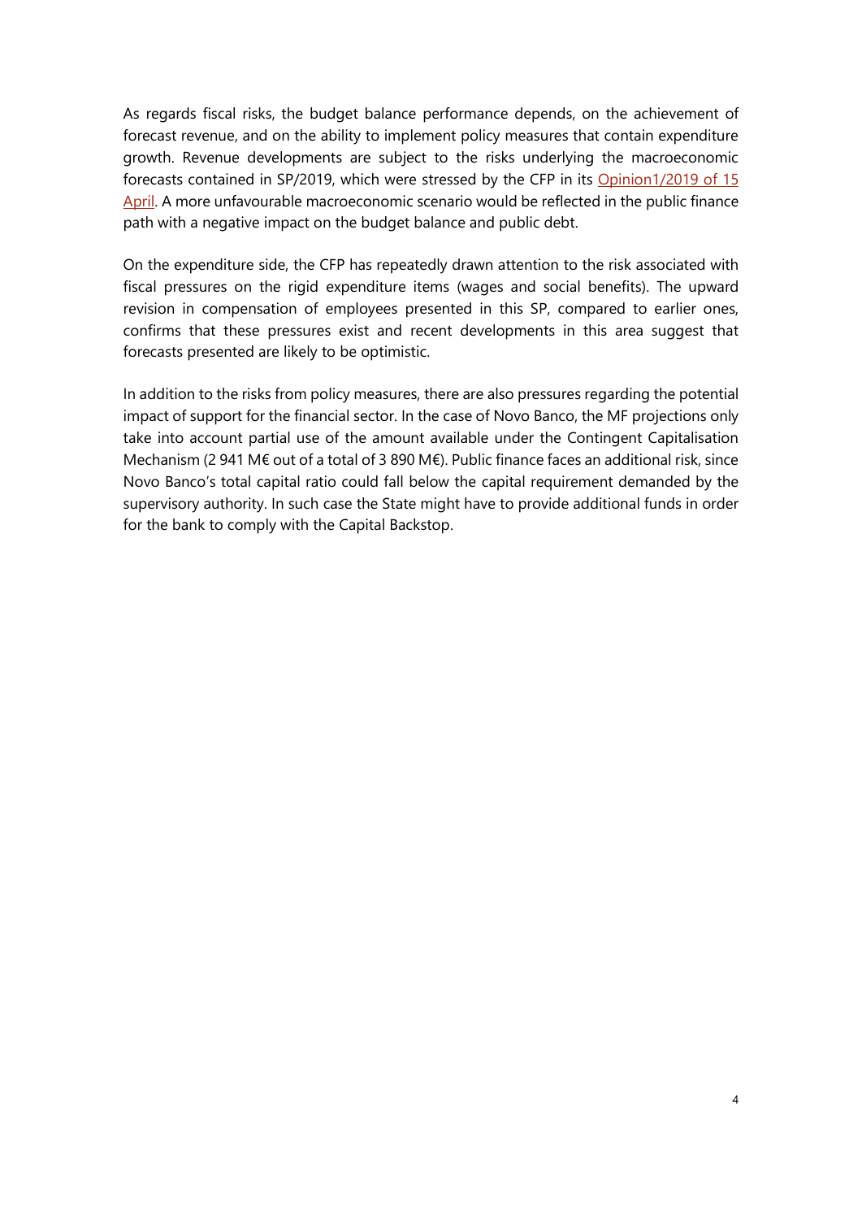As regards fiscal risks, the budget balance performance depends, on the achievement of forecast revenue, and on the ability to implement policy measures that contain expenditure growth. Revenue developments are subject to the risks underlying the macroeconomic forecasts contained in SP/2019, which were stressed by the CFP in its [Opinion1/2019 of 15 April]. A more unfavourable macroeconomic scenario would be reflected in the public finance path with a negative impact on the budget balance and public debt.

On the expenditure side, the CFP has repeatedly drawn attention to the risk associated with fiscal pressures on the rigid expenditure items (wages and social benefits). The upward revision in compensation of employees presented in this SP, compared to earlier ones, confirms that these pressures exist and recent developments in this area suggest that forecasts presented are likely to be optimistic.

In addition to the risks from policy measures, there are also pressures regarding the potential impact of support for the financial sector. In the case of Novo Banco, the MF projections only take into account partial use of the amount available under the Contingent Capitalisation Mechanism (2 941 M€ out of a total of 3 890 M€). Public finance faces an additional risk, since Novo Banco's total capital ratio could fall below the capital requirement demanded by the supervisory authority. In such case the State might have to provide additional funds in order for the bank to comply with the Capital Backstop.